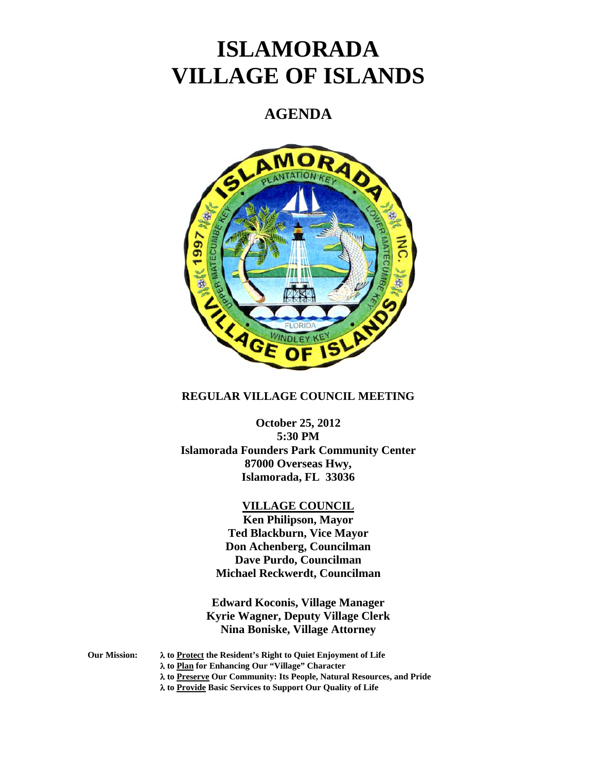# ISLAMORADA VILLAGE OF ISLANDS

## AGENDA

**REGULAR VILLAGE COUNCIL MEETING**

**October 25, 2012**
**5:30 PM**
**Islamorada Founders Park Community Center**
**87000 Overseas Hwy,**
**Islamorada, FL 33036**

**VILLAGE COUNCIL**

**Ken Philipson, Mayor**
**Ted Blackburn, Vice Mayor**
**Don Achenberg, Councilman**
**Dave Purdo, Councilman**
**Michael Reckwerdt, Councilman**

**Edward Koconis, Village Manager**
**Kyrie Wagner, Deputy Village Clerk**
**Nina Boniske, Village Attorney**

**Our Mission:**

- **to Protect the Resident's Right to Quiet Enjoyment of Life**
- **to Plan for Enhancing Our "Village" Character**
- **to Preserve Our Community: Its People, Natural Resources, and Pride**
- **to Provide Basic Services to Support Our Quality of Life**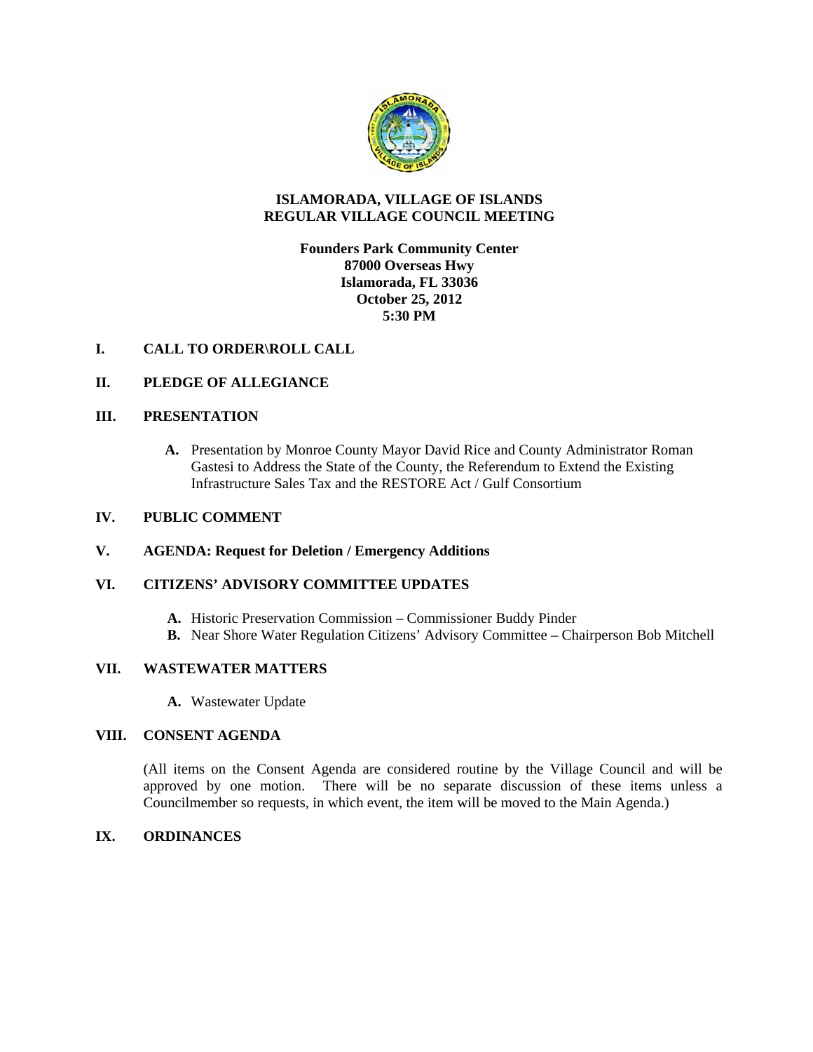# ISLAMORADA, VILLAGE OF ISLANDS
## REGULAR VILLAGE COUNCIL MEETING

**Founders Park Community Center**
**87000 Overseas Hwy**
**Islamorada, FL 33036**
**October 25, 2012**
**5:30 PM**

**I. CALL TO ORDER\ROLL CALL**

**II. PLEDGE OF ALLEGIANCE**

**III. PRESENTATION**

**A.** Presentation by Monroe County Mayor David Rice and County Administrator Roman Gastesi to Address the State of the County, the Referendum to Extend the Existing Infrastructure Sales Tax and the RESTORE Act / Gulf Consortium

**IV. PUBLIC COMMENT**

**V. AGENDA: Request for Deletion / Emergency Additions**

**VI. CITIZENS' ADVISORY COMMITTEE UPDATES**

**A.** Historic Preservation Commission – Commissioner Buddy Pinder
**B.** Near Shore Water Regulation Citizens' Advisory Committee – Chairperson Bob Mitchell

**VII. WASTEWATER MATTERS**

**A.** Wastewater Update

**VIII. CONSENT AGENDA**

(All items on the Consent Agenda are considered routine by the Village Council and will be approved by one motion. There will be no separate discussion of these items unless a Councilmember so requests, in which event, the item will be moved to the Main Agenda.)

**IX. ORDINANCES**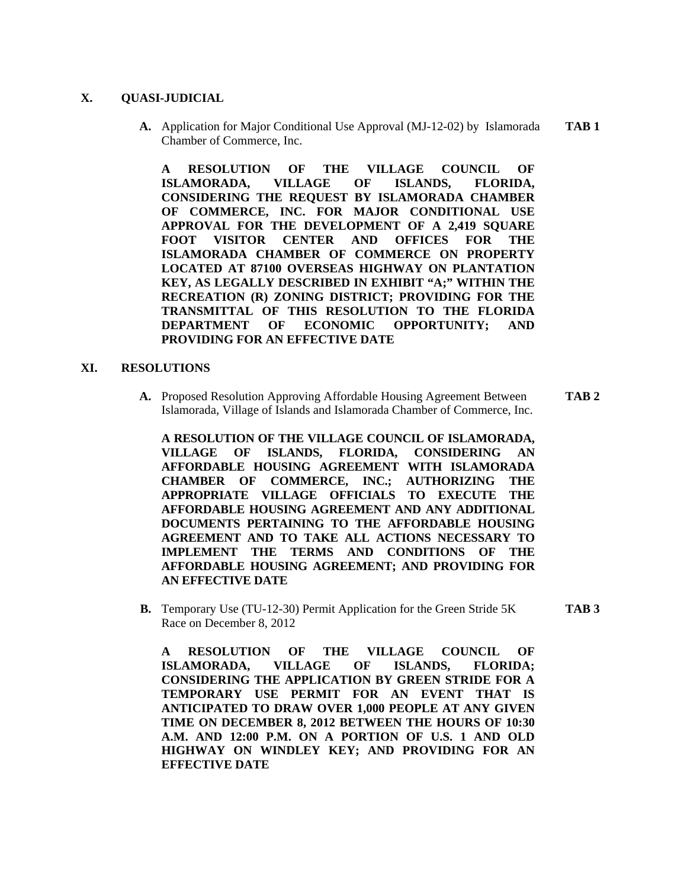## X. QUASI-JUDICIAL

**A.** Application for Major Conditional Use Approval (MJ-12-02) by Islamorada Chamber of Commerce, Inc. **TAB 1**

**A RESOLUTION OF THE VILLAGE COUNCIL OF ISLAMORADA, VILLAGE OF ISLANDS, FLORIDA, CONSIDERING THE REQUEST BY ISLAMORADA CHAMBER OF COMMERCE, INC. FOR MAJOR CONDITIONAL USE APPROVAL FOR THE DEVELOPMENT OF A 2,419 SQUARE FOOT VISITOR CENTER AND OFFICES FOR THE ISLAMORADA CHAMBER OF COMMERCE ON PROPERTY LOCATED AT 87100 OVERSEAS HIGHWAY ON PLANTATION KEY, AS LEGALLY DESCRIBED IN EXHIBIT "A;" WITHIN THE RECREATION (R) ZONING DISTRICT; PROVIDING FOR THE TRANSMITTAL OF THIS RESOLUTION TO THE FLORIDA DEPARTMENT OF ECONOMIC OPPORTUNITY; AND PROVIDING FOR AN EFFECTIVE DATE**

## XI. RESOLUTIONS

**A.** Proposed Resolution Approving Affordable Housing Agreement Between Islamorada, Village of Islands and Islamorada Chamber of Commerce, Inc. **TAB 2**

**A RESOLUTION OF THE VILLAGE COUNCIL OF ISLAMORADA, VILLAGE OF ISLANDS, FLORIDA, CONSIDERING AN AFFORDABLE HOUSING AGREEMENT WITH ISLAMORADA CHAMBER OF COMMERCE, INC.; AUTHORIZING THE APPROPRIATE VILLAGE OFFICIALS TO EXECUTE THE AFFORDABLE HOUSING AGREEMENT AND ANY ADDITIONAL DOCUMENTS PERTAINING TO THE AFFORDABLE HOUSING AGREEMENT AND TO TAKE ALL ACTIONS NECESSARY TO IMPLEMENT THE TERMS AND CONDITIONS OF THE AFFORDABLE HOUSING AGREEMENT; AND PROVIDING FOR AN EFFECTIVE DATE**

**B.** Temporary Use (TU-12-30) Permit Application for the Green Stride 5K Race on December 8, 2012 **TAB 3**

**A RESOLUTION OF THE VILLAGE COUNCIL OF ISLAMORADA, VILLAGE OF ISLANDS, FLORIDA; CONSIDERING THE APPLICATION BY GREEN STRIDE FOR A TEMPORARY USE PERMIT FOR AN EVENT THAT IS ANTICIPATED TO DRAW OVER 1,000 PEOPLE AT ANY GIVEN TIME ON DECEMBER 8, 2012 BETWEEN THE HOURS OF 10:30 A.M. AND 12:00 P.M. ON A PORTION OF U.S. 1 AND OLD HIGHWAY ON WINDLEY KEY; AND PROVIDING FOR AN EFFECTIVE DATE**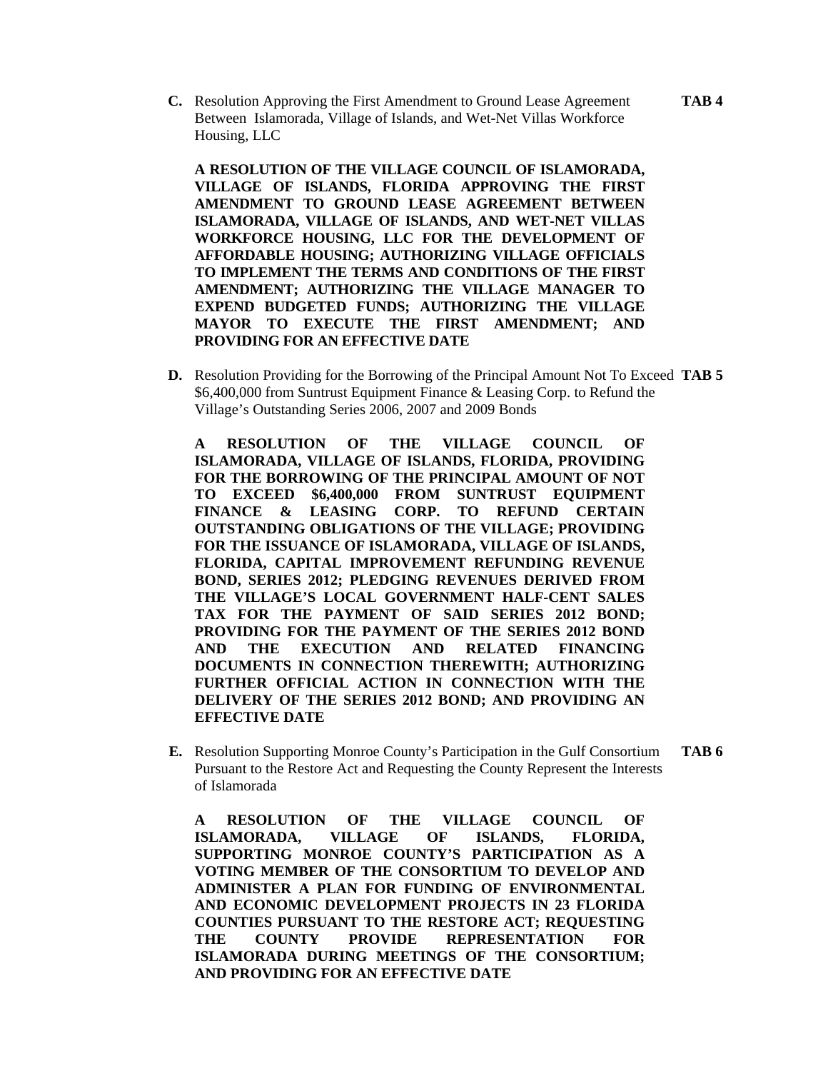**C.** Resolution Approving the First Amendment to Ground Lease Agreement Between Islamorada, Village of Islands, and Wet-Net Villas Workforce Housing, LLC **TAB 4**

**A RESOLUTION OF THE VILLAGE COUNCIL OF ISLAMORADA, VILLAGE OF ISLANDS, FLORIDA APPROVING THE FIRST AMENDMENT TO GROUND LEASE AGREEMENT BETWEEN ISLAMORADA, VILLAGE OF ISLANDS, AND WET-NET VILLAS WORKFORCE HOUSING, LLC FOR THE DEVELOPMENT OF AFFORDABLE HOUSING; AUTHORIZING VILLAGE OFFICIALS TO IMPLEMENT THE TERMS AND CONDITIONS OF THE FIRST AMENDMENT; AUTHORIZING THE VILLAGE MANAGER TO EXPEND BUDGETED FUNDS; AUTHORIZING THE VILLAGE MAYOR TO EXECUTE THE FIRST AMENDMENT; AND PROVIDING FOR AN EFFECTIVE DATE**

**D.** Resolution Providing for the Borrowing of the Principal Amount Not To Exceed $6,400,000 from Suntrust Equipment Finance & Leasing Corp. to Refund the Village's Outstanding Series 2006, 2007 and 2009 Bonds **TAB 5**

**A RESOLUTION OF THE VILLAGE COUNCIL OF ISLAMORADA, VILLAGE OF ISLANDS, FLORIDA, PROVIDING FOR THE BORROWING OF THE PRINCIPAL AMOUNT OF NOT TO EXCEED $6,400,000 FROM SUNTRUST EQUIPMENT FINANCE & LEASING CORP. TO REFUND CERTAIN OUTSTANDING OBLIGATIONS OF THE VILLAGE; PROVIDING FOR THE ISSUANCE OF ISLAMORADA, VILLAGE OF ISLANDS, FLORIDA, CAPITAL IMPROVEMENT REFUNDING REVENUE BOND, SERIES 2012; PLEDGING REVENUES DERIVED FROM THE VILLAGE'S LOCAL GOVERNMENT HALF-CENT SALES TAX FOR THE PAYMENT OF SAID SERIES 2012 BOND; PROVIDING FOR THE PAYMENT OF THE SERIES 2012 BOND AND THE EXECUTION AND RELATED FINANCING DOCUMENTS IN CONNECTION THEREWITH; AUTHORIZING FURTHER OFFICIAL ACTION IN CONNECTION WITH THE DELIVERY OF THE SERIES 2012 BOND; AND PROVIDING AN EFFECTIVE DATE**

**E.** Resolution Supporting Monroe County's Participation in the Gulf Consortium Pursuant to the Restore Act and Requesting the County Represent the Interests of Islamorada **TAB 6**

**A RESOLUTION OF THE VILLAGE COUNCIL OF ISLAMORADA, VILLAGE OF ISLANDS, FLORIDA, SUPPORTING MONROE COUNTY'S PARTICIPATION AS A VOTING MEMBER OF THE CONSORTIUM TO DEVELOP AND ADMINISTER A PLAN FOR FUNDING OF ENVIRONMENTAL AND ECONOMIC DEVELOPMENT PROJECTS IN 23 FLORIDA COUNTIES PURSUANT TO THE RESTORE ACT; REQUESTING THE COUNTY PROVIDE REPRESENTATION FOR ISLAMORADA DURING MEETINGS OF THE CONSORTIUM; AND PROVIDING FOR AN EFFECTIVE DATE**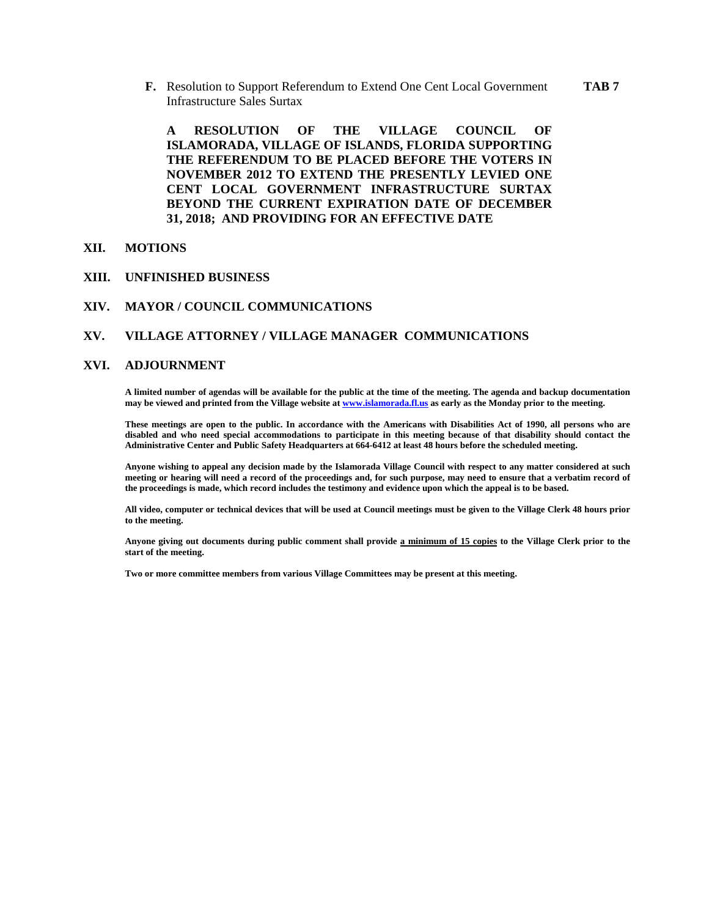**F.** Resolution to Support Referendum to Extend One Cent Local Government Infrastructure Sales Surtax **TAB 7**

**A RESOLUTION OF THE VILLAGE COUNCIL OF ISLAMORADA, VILLAGE OF ISLANDS, FLORIDA SUPPORTING THE REFERENDUM TO BE PLACED BEFORE THE VOTERS IN NOVEMBER 2012 TO EXTEND THE PRESENTLY LEVIED ONE CENT LOCAL GOVERNMENT INFRASTRUCTURE SURTAX BEYOND THE CURRENT EXPIRATION DATE OF DECEMBER 31, 2018; AND PROVIDING FOR AN EFFECTIVE DATE**

## XII. MOTIONS

## XIII. UNFINISHED BUSINESS

## XIV. MAYOR / COUNCIL COMMUNICATIONS

## XV. VILLAGE ATTORNEY / VILLAGE MANAGER COMMUNICATIONS

## XVI. ADJOURNMENT

**A limited number of agendas will be available for the public at the time of the meeting. The agenda and backup documentation may be viewed and printed from the Village website at www.islamorada.fl.us as early as the Monday prior to the meeting.**

**These meetings are open to the public. In accordance with the Americans with Disabilities Act of 1990, all persons who are disabled and who need special accommodations to participate in this meeting because of that disability should contact the Administrative Center and Public Safety Headquarters at 664-6412 at least 48 hours before the scheduled meeting.**

**Anyone wishing to appeal any decision made by the Islamorada Village Council with respect to any matter considered at such meeting or hearing will need a record of the proceedings and, for such purpose, may need to ensure that a verbatim record of the proceedings is made, which record includes the testimony and evidence upon which the appeal is to be based.**

**All video, computer or technical devices that will be used at Council meetings must be given to the Village Clerk 48 hours prior to the meeting.**

**Anyone giving out documents during public comment shall provide a minimum of 15 copies to the Village Clerk prior to the start of the meeting.**

**Two or more committee members from various Village Committees may be present at this meeting.**